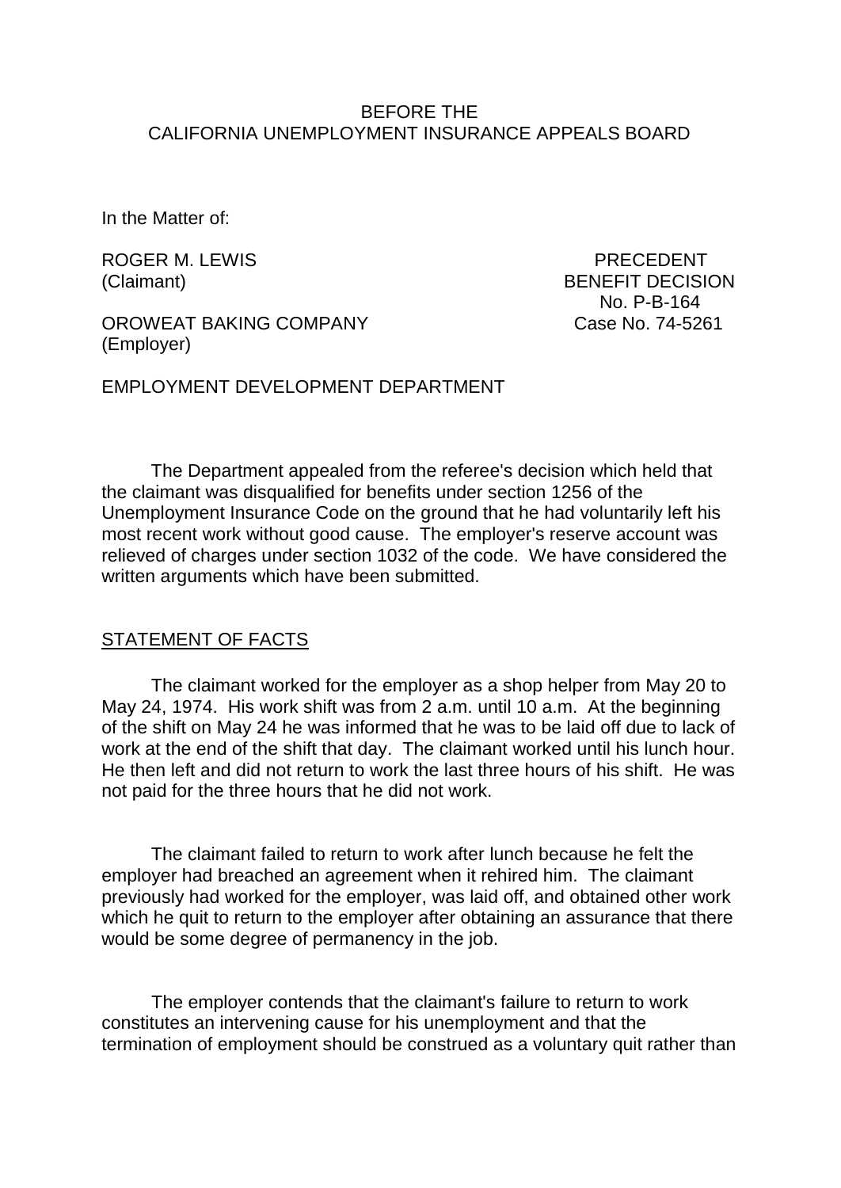BEFORE THE
CALIFORNIA UNEMPLOYMENT INSURANCE APPEALS BOARD

In the Matter of:

ROGER M. LEWIS
(Claimant)

PRECEDENT
BENEFIT DECISION
No. P-B-164
Case No. 74-5261

OROWEAT BAKING COMPANY
(Employer)

EMPLOYMENT DEVELOPMENT DEPARTMENT

The Department appealed from the referee's decision which held that the claimant was disqualified for benefits under section 1256 of the Unemployment Insurance Code on the ground that he had voluntarily left his most recent work without good cause. The employer's reserve account was relieved of charges under section 1032 of the code. We have considered the written arguments which have been submitted.

## STATEMENT OF FACTS

The claimant worked for the employer as a shop helper from May 20 to May 24, 1974. His work shift was from 2 a.m. until 10 a.m. At the beginning of the shift on May 24 he was informed that he was to be laid off due to lack of work at the end of the shift that day. The claimant worked until his lunch hour. He then left and did not return to work the last three hours of his shift. He was not paid for the three hours that he did not work.

The claimant failed to return to work after lunch because he felt the employer had breached an agreement when it rehired him. The claimant previously had worked for the employer, was laid off, and obtained other work which he quit to return to the employer after obtaining an assurance that there would be some degree of permanency in the job.

The employer contends that the claimant's failure to return to work constitutes an intervening cause for his unemployment and that the termination of employment should be construed as a voluntary quit rather than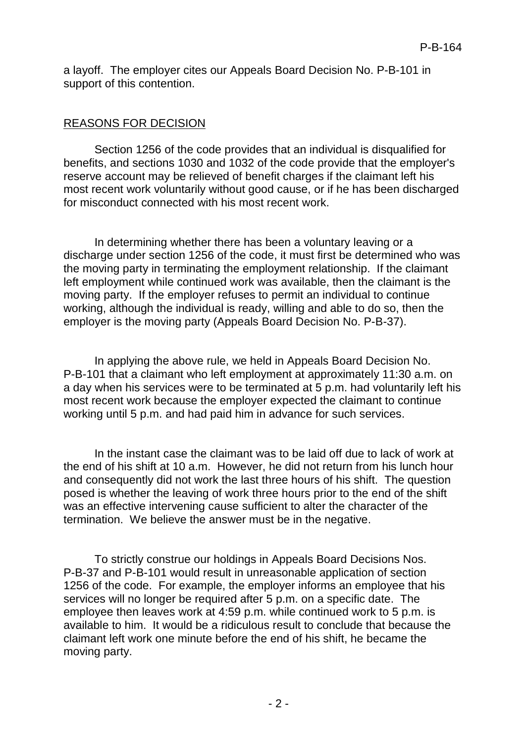a layoff. The employer cites our Appeals Board Decision No. P-B-101 in support of this contention.

## REASONS FOR DECISION

Section 1256 of the code provides that an individual is disqualified for benefits, and sections 1030 and 1032 of the code provide that the employer's reserve account may be relieved of benefit charges if the claimant left his most recent work voluntarily without good cause, or if he has been discharged for misconduct connected with his most recent work.

In determining whether there has been a voluntary leaving or a discharge under section 1256 of the code, it must first be determined who was the moving party in terminating the employment relationship. If the claimant left employment while continued work was available, then the claimant is the moving party. If the employer refuses to permit an individual to continue working, although the individual is ready, willing and able to do so, then the employer is the moving party (Appeals Board Decision No. P-B-37).

In applying the above rule, we held in Appeals Board Decision No. P-B-101 that a claimant who left employment at approximately 11:30 a.m. on a day when his services were to be terminated at 5 p.m. had voluntarily left his most recent work because the employer expected the claimant to continue working until 5 p.m. and had paid him in advance for such services.

In the instant case the claimant was to be laid off due to lack of work at the end of his shift at 10 a.m. However, he did not return from his lunch hour and consequently did not work the last three hours of his shift. The question posed is whether the leaving of work three hours prior to the end of the shift was an effective intervening cause sufficient to alter the character of the termination. We believe the answer must be in the negative.

To strictly construe our holdings in Appeals Board Decisions Nos. P-B-37 and P-B-101 would result in unreasonable application of section 1256 of the code. For example, the employer informs an employee that his services will no longer be required after 5 p.m. on a specific date. The employee then leaves work at 4:59 p.m. while continued work to 5 p.m. is available to him. It would be a ridiculous result to conclude that because the claimant left work one minute before the end of his shift, he became the moving party.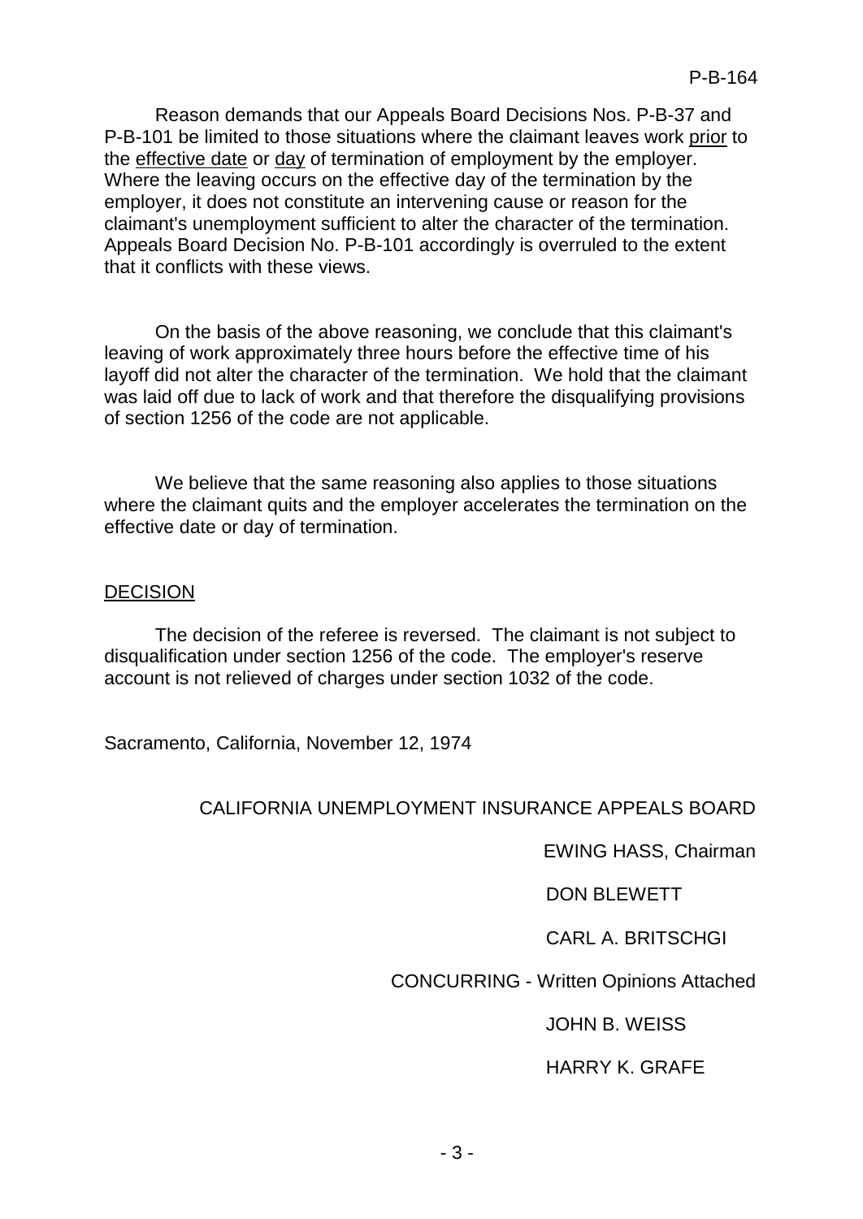Reason demands that our Appeals Board Decisions Nos. P-B-37 and P-B-101 be limited to those situations where the claimant leaves work <u>prior</u> to the <u>effective date</u> or <u>day</u> of termination of employment by the employer. Where the leaving occurs on the effective day of the termination by the employer, it does not constitute an intervening cause or reason for the claimant's unemployment sufficient to alter the character of the termination. Appeals Board Decision No. P-B-101 accordingly is overruled to the extent that it conflicts with these views.

On the basis of the above reasoning, we conclude that this claimant's leaving of work approximately three hours before the effective time of his layoff did not alter the character of the termination. We hold that the claimant was laid off due to lack of work and that therefore the disqualifying provisions of section 1256 of the code are not applicable.

We believe that the same reasoning also applies to those situations where the claimant quits and the employer accelerates the termination on the effective date or day of termination.

## DECISION

The decision of the referee is reversed. The claimant is not subject to disqualification under section 1256 of the code. The employer's reserve account is not relieved of charges under section 1032 of the code.

Sacramento, California, November 12, 1974

CALIFORNIA UNEMPLOYMENT INSURANCE APPEALS BOARD

EWING HASS, Chairman

DON BLEWETT

CARL A. BRITSCHGI

CONCURRING - Written Opinions Attached

JOHN B. WEISS

HARRY K. GRAFE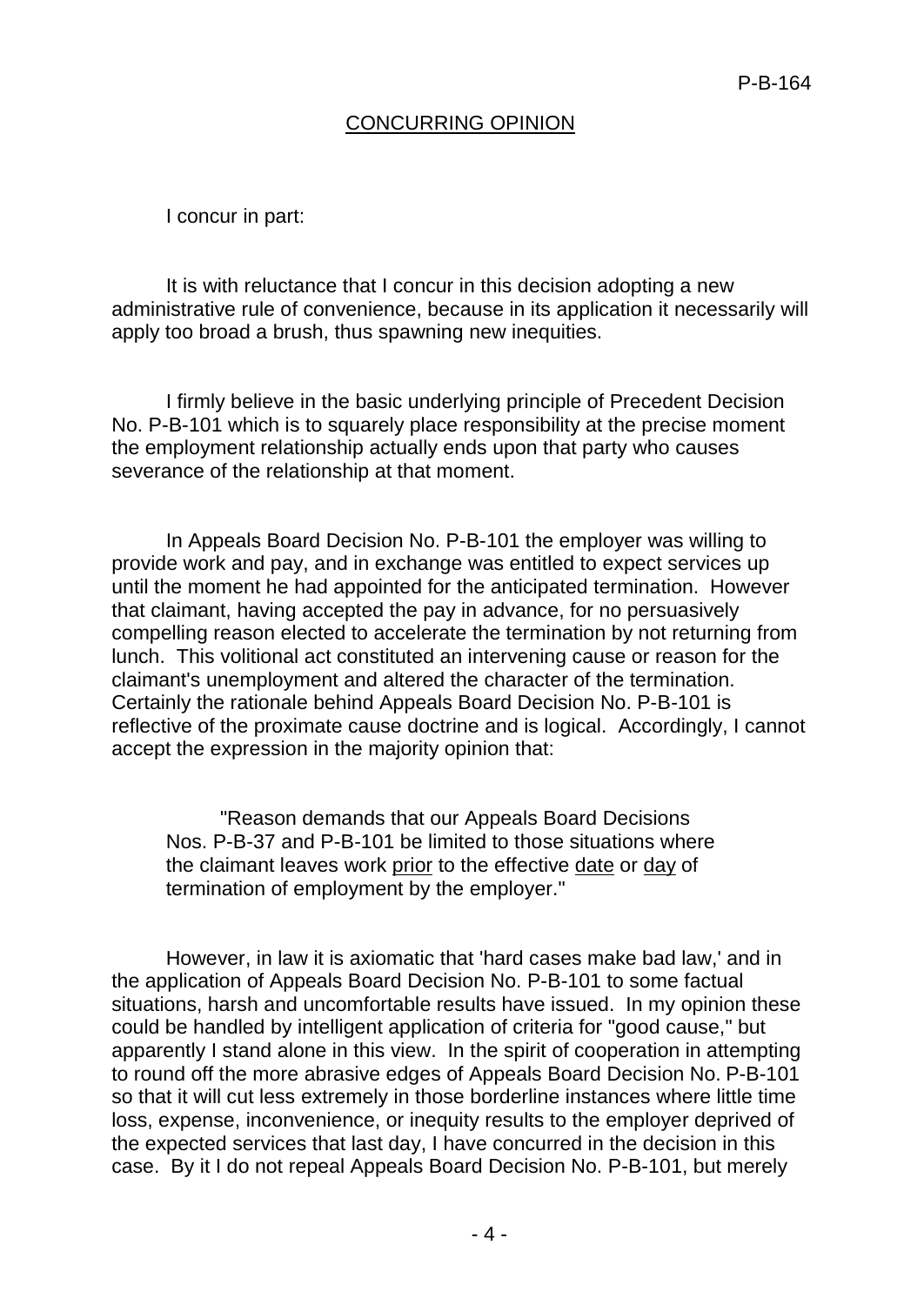## CONCURRING OPINION

I concur in part:

It is with reluctance that I concur in this decision adopting a new administrative rule of convenience, because in its application it necessarily will apply too broad a brush, thus spawning new inequities.

I firmly believe in the basic underlying principle of Precedent Decision No. P-B-101 which is to squarely place responsibility at the precise moment the employment relationship actually ends upon that party who causes severance of the relationship at that moment.

In Appeals Board Decision No. P-B-101 the employer was willing to provide work and pay, and in exchange was entitled to expect services up until the moment he had appointed for the anticipated termination. However that claimant, having accepted the pay in advance, for no persuasively compelling reason elected to accelerate the termination by not returning from lunch. This volitional act constituted an intervening cause or reason for the claimant's unemployment and altered the character of the termination. Certainly the rationale behind Appeals Board Decision No. P-B-101 is reflective of the proximate cause doctrine and is logical. Accordingly, I cannot accept the expression in the majority opinion that:

> "Reason demands that our Appeals Board Decisions Nos. P-B-37 and P-B-101 be limited to those situations where the claimant leaves work <u>prior</u> to the effective <u>date</u> or <u>day</u> of termination of employment by the employer."

However, in law it is axiomatic that 'hard cases make bad law,' and in the application of Appeals Board Decision No. P-B-101 to some factual situations, harsh and uncomfortable results have issued. In my opinion these could be handled by intelligent application of criteria for "good cause," but apparently I stand alone in this view. In the spirit of cooperation in attempting to round off the more abrasive edges of Appeals Board Decision No. P-B-101 so that it will cut less extremely in those borderline instances where little time loss, expense, inconvenience, or inequity results to the employer deprived of the expected services that last day, I have concurred in the decision in this case. By it I do not repeal Appeals Board Decision No. P-B-101, but merely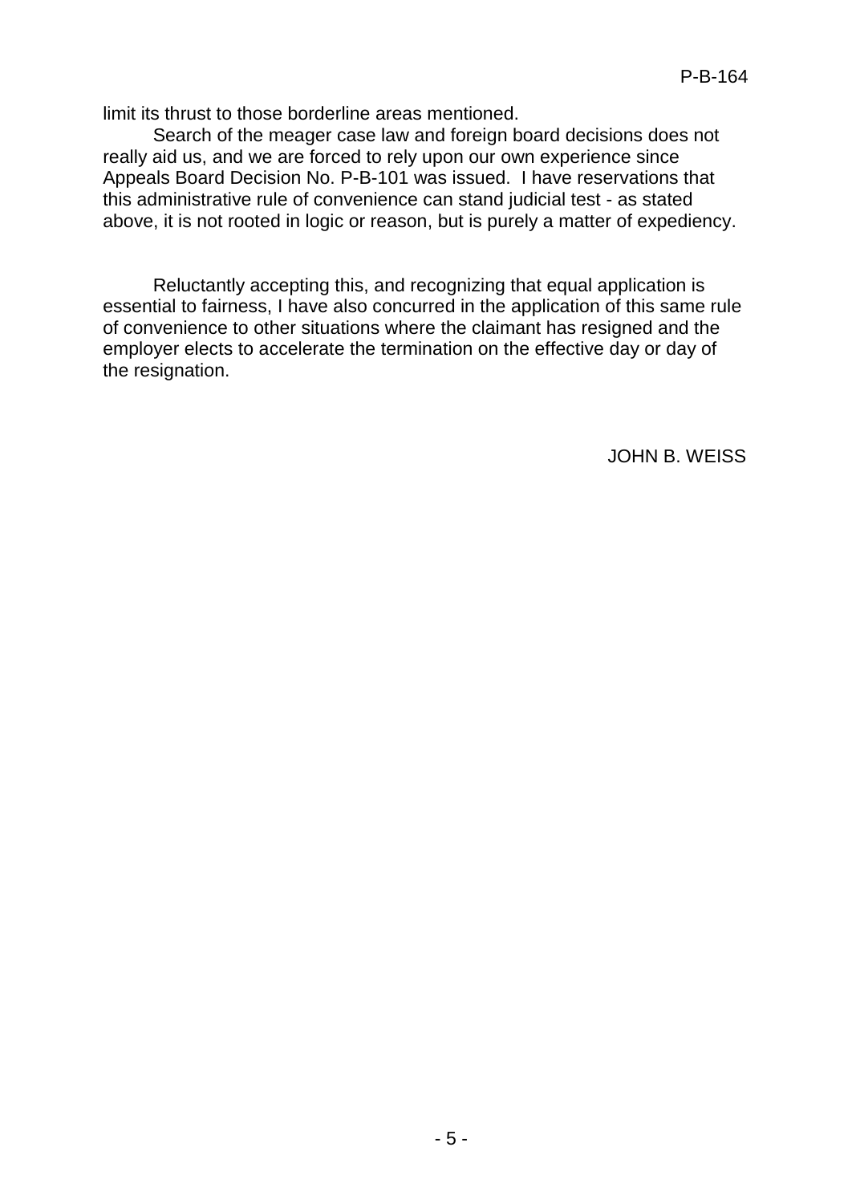limit its thrust to those borderline areas mentioned.

Search of the meager case law and foreign board decisions does not really aid us, and we are forced to rely upon our own experience since Appeals Board Decision No. P-B-101 was issued. I have reservations that this administrative rule of convenience can stand judicial test - as stated above, it is not rooted in logic or reason, but is purely a matter of expediency.

Reluctantly accepting this, and recognizing that equal application is essential to fairness, I have also concurred in the application of this same rule of convenience to other situations where the claimant has resigned and the employer elects to accelerate the termination on the effective day or day of the resignation.

JOHN B. WEISS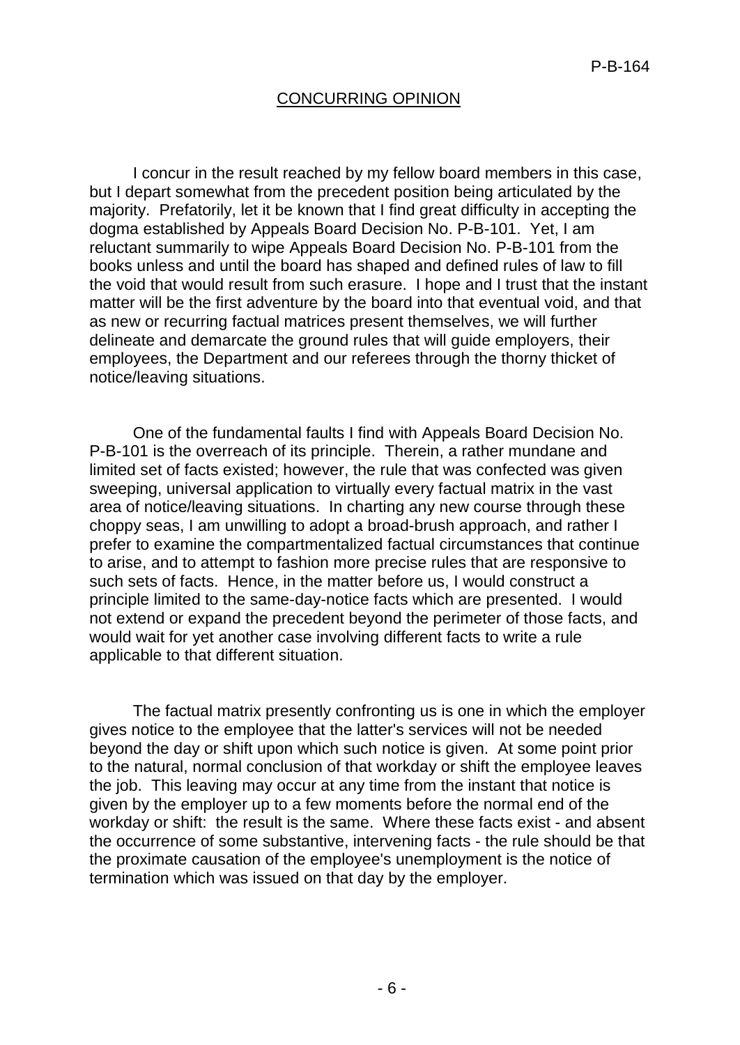## CONCURRING OPINION

I concur in the result reached by my fellow board members in this case, but I depart somewhat from the precedent position being articulated by the majority. Prefatorily, let it be known that I find great difficulty in accepting the dogma established by Appeals Board Decision No. P-B-101. Yet, I am reluctant summarily to wipe Appeals Board Decision No. P-B-101 from the books unless and until the board has shaped and defined rules of law to fill the void that would result from such erasure. I hope and I trust that the instant matter will be the first adventure by the board into that eventual void, and that as new or recurring factual matrices present themselves, we will further delineate and demarcate the ground rules that will guide employers, their employees, the Department and our referees through the thorny thicket of notice/leaving situations.

One of the fundamental faults I find with Appeals Board Decision No. P-B-101 is the overreach of its principle. Therein, a rather mundane and limited set of facts existed; however, the rule that was confected was given sweeping, universal application to virtually every factual matrix in the vast area of notice/leaving situations. In charting any new course through these choppy seas, I am unwilling to adopt a broad-brush approach, and rather I prefer to examine the compartmentalized factual circumstances that continue to arise, and to attempt to fashion more precise rules that are responsive to such sets of facts. Hence, in the matter before us, I would construct a principle limited to the same-day-notice facts which are presented. I would not extend or expand the precedent beyond the perimeter of those facts, and would wait for yet another case involving different facts to write a rule applicable to that different situation.

The factual matrix presently confronting us is one in which the employer gives notice to the employee that the latter's services will not be needed beyond the day or shift upon which such notice is given. At some point prior to the natural, normal conclusion of that workday or shift the employee leaves the job. This leaving may occur at any time from the instant that notice is given by the employer up to a few moments before the normal end of the workday or shift: the result is the same. Where these facts exist - and absent the occurrence of some substantive, intervening facts - the rule should be that the proximate causation of the employee's unemployment is the notice of termination which was issued on that day by the employer.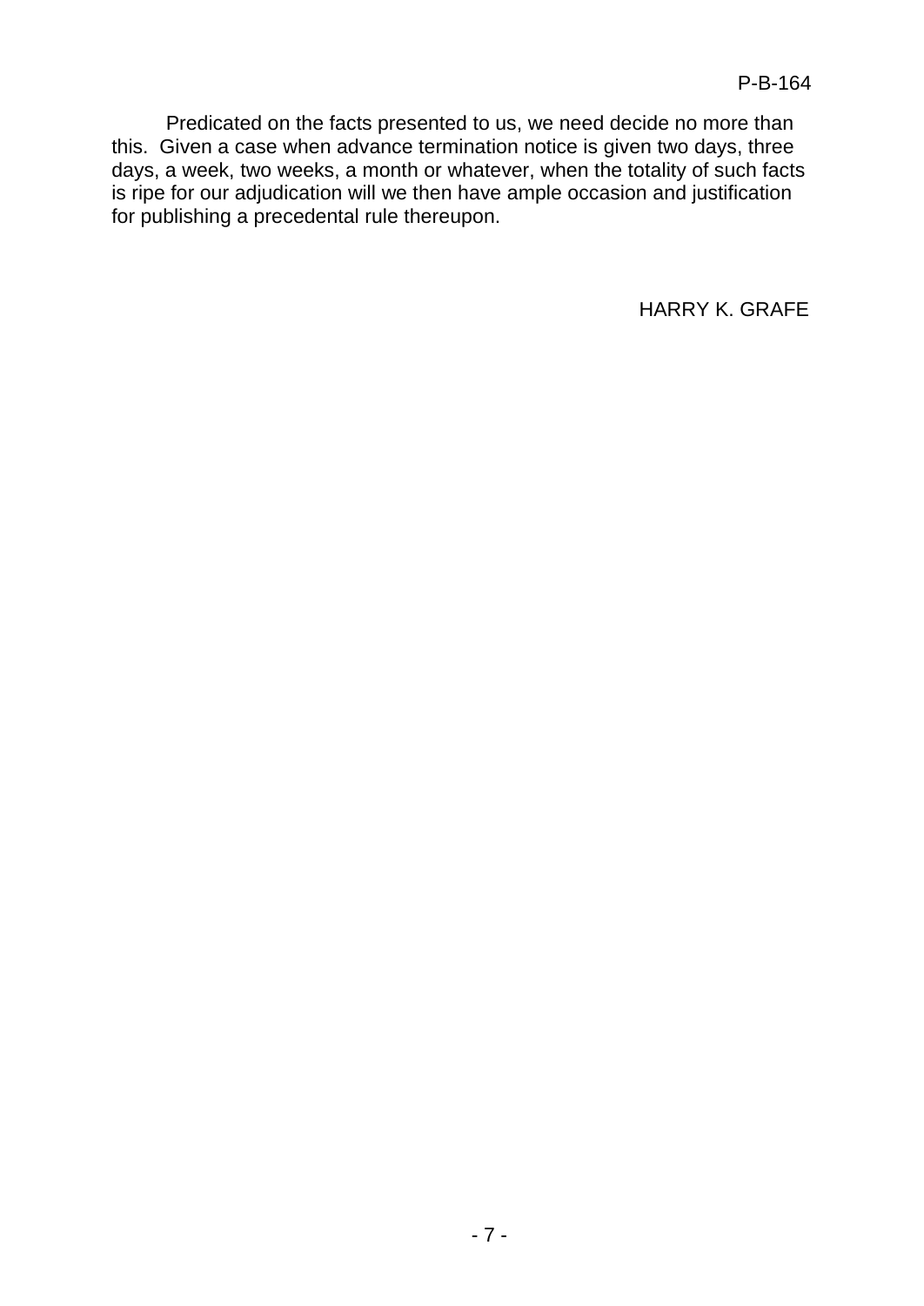Predicated on the facts presented to us, we need decide no more than this. Given a case when advance termination notice is given two days, three days, a week, two weeks, a month or whatever, when the totality of such facts is ripe for our adjudication will we then have ample occasion and justification for publishing a precedental rule thereupon.

HARRY K. GRAFE